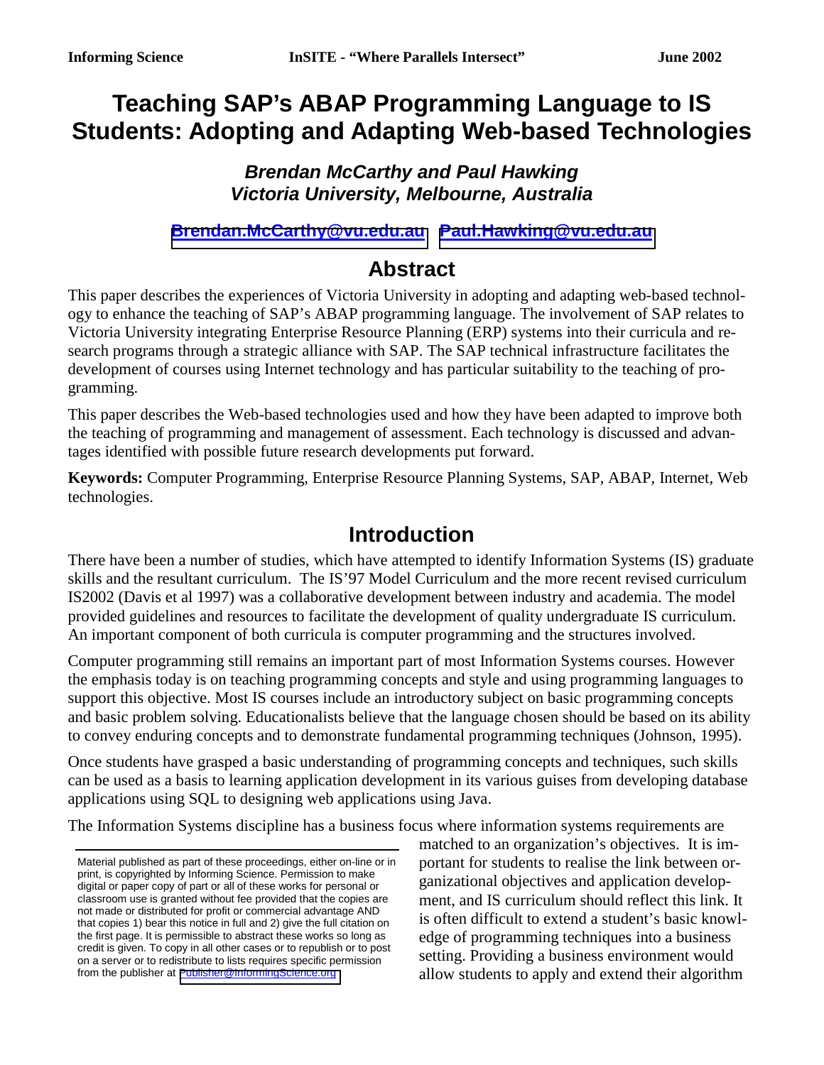# Teaching SAP's ABAP Programming Language to IS Students: Adopting and Adapting Web-based Technologies

***Brendan McCarthy and Paul Hawking***
***Victoria University, Melbourne, Australia***

**Brendan.McCarthy@vu.edu.au Paul.Hawking@vu.edu.au**

## Abstract

This paper describes the experiences of Victoria University in adopting and adapting web-based technology to enhance the teaching of SAP's ABAP programming language. The involvement of SAP relates to Victoria University integrating Enterprise Resource Planning (ERP) systems into their curricula and research programs through a strategic alliance with SAP. The SAP technical infrastructure facilitates the development of courses using Internet technology and has particular suitability to the teaching of programming.

This paper describes the Web-based technologies used and how they have been adapted to improve both the teaching of programming and management of assessment. Each technology is discussed and advantages identified with possible future research developments put forward.

**Keywords:** Computer Programming, Enterprise Resource Planning Systems, SAP, ABAP, Internet, Web technologies.

## Introduction

There have been a number of studies, which have attempted to identify Information Systems (IS) graduate skills and the resultant curriculum. The IS'97 Model Curriculum and the more recent revised curriculum IS2002 (Davis et al 1997) was a collaborative development between industry and academia. The model provided guidelines and resources to facilitate the development of quality undergraduate IS curriculum. An important component of both curricula is computer programming and the structures involved.

Computer programming still remains an important part of most Information Systems courses. However the emphasis today is on teaching programming concepts and style and using programming languages to support this objective. Most IS courses include an introductory subject on basic programming concepts and basic problem solving. Educationalists believe that the language chosen should be based on its ability to convey enduring concepts and to demonstrate fundamental programming techniques (Johnson, 1995).

Once students have grasped a basic understanding of programming concepts and techniques, such skills can be used as a basis to learning application development in its various guises from developing database applications using SQL to designing web applications using Java.

The Information Systems discipline has a business focus where information systems requirements are matched to an organization's objectives. It is important for students to realise the link between organizational objectives and application development, and IS curriculum should reflect this link. It is often difficult to extend a student's basic knowledge of programming techniques into a business setting. Providing a business environment would allow students to apply and extend their algorithm

Material published as part of these proceedings, either on-line or in print, is copyrighted by Informing Science. Permission to make digital or paper copy of part or all of these works for personal or classroom use is granted without fee provided that the copies are not made or distributed for profit or commercial advantage AND that copies 1) bear this notice in full and 2) give the full citation on the first page. It is permissible to abstract these works so long as credit is given. To copy in all other cases or to republish or to post on a server or to redistribute to lists requires specific permission from the publisher at Publisher@InformingScience.org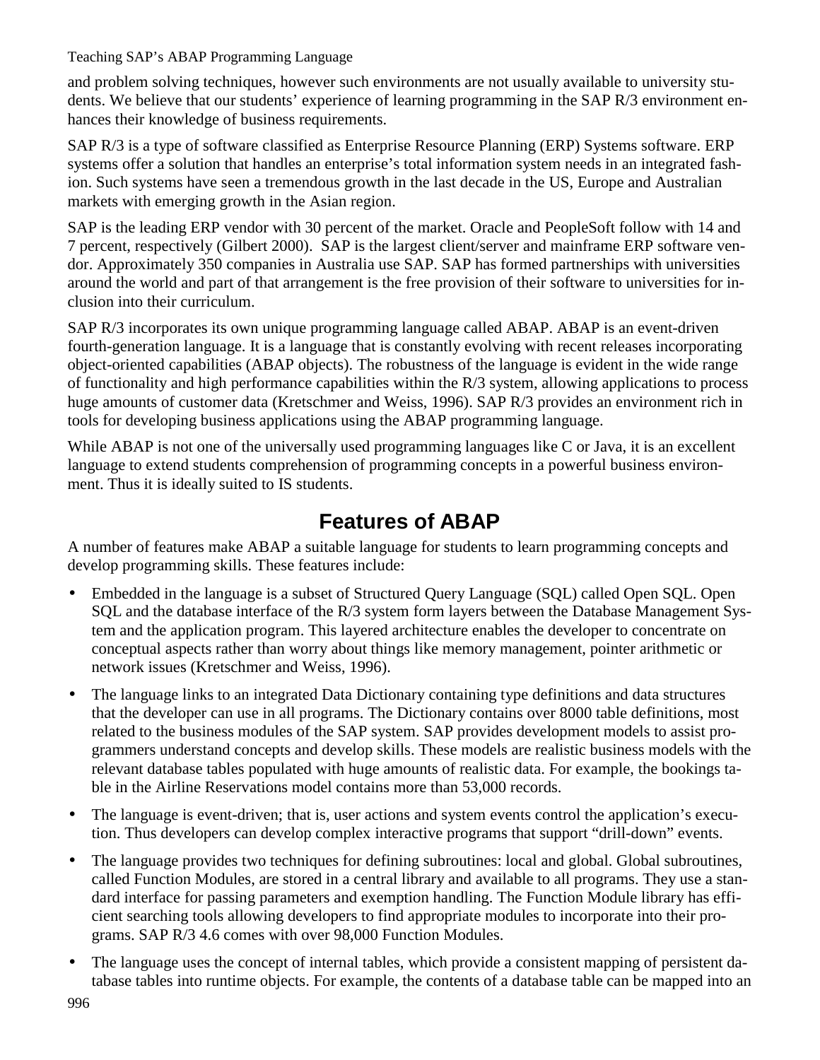and problem solving techniques, however such environments are not usually available to university students. We believe that our students' experience of learning programming in the SAP R/3 environment enhances their knowledge of business requirements.

SAP R/3 is a type of software classified as Enterprise Resource Planning (ERP) Systems software. ERP systems offer a solution that handles an enterprise's total information system needs in an integrated fashion. Such systems have seen a tremendous growth in the last decade in the US, Europe and Australian markets with emerging growth in the Asian region.

SAP is the leading ERP vendor with 30 percent of the market. Oracle and PeopleSoft follow with 14 and 7 percent, respectively (Gilbert 2000). SAP is the largest client/server and mainframe ERP software vendor. Approximately 350 companies in Australia use SAP. SAP has formed partnerships with universities around the world and part of that arrangement is the free provision of their software to universities for inclusion into their curriculum.

SAP R/3 incorporates its own unique programming language called ABAP. ABAP is an event-driven fourth-generation language. It is a language that is constantly evolving with recent releases incorporating object-oriented capabilities (ABAP objects). The robustness of the language is evident in the wide range of functionality and high performance capabilities within the R/3 system, allowing applications to process huge amounts of customer data (Kretschmer and Weiss, 1996). SAP R/3 provides an environment rich in tools for developing business applications using the ABAP programming language.

While ABAP is not one of the universally used programming languages like C or Java, it is an excellent language to extend students comprehension of programming concepts in a powerful business environment. Thus it is ideally suited to IS students.

## Features of ABAP

A number of features make ABAP a suitable language for students to learn programming concepts and develop programming skills. These features include:

- Embedded in the language is a subset of Structured Query Language (SQL) called Open SQL. Open SQL and the database interface of the R/3 system form layers between the Database Management System and the application program. This layered architecture enables the developer to concentrate on conceptual aspects rather than worry about things like memory management, pointer arithmetic or network issues (Kretschmer and Weiss, 1996).
- The language links to an integrated Data Dictionary containing type definitions and data structures that the developer can use in all programs. The Dictionary contains over 8000 table definitions, most related to the business modules of the SAP system. SAP provides development models to assist programmers understand concepts and develop skills. These models are realistic business models with the relevant database tables populated with huge amounts of realistic data. For example, the bookings table in the Airline Reservations model contains more than 53,000 records.
- The language is event-driven; that is, user actions and system events control the application's execution. Thus developers can develop complex interactive programs that support "drill-down" events.
- The language provides two techniques for defining subroutines: local and global. Global subroutines, called Function Modules, are stored in a central library and available to all programs. They use a standard interface for passing parameters and exemption handling. The Function Module library has efficient searching tools allowing developers to find appropriate modules to incorporate into their programs. SAP R/3 4.6 comes with over 98,000 Function Modules.
- The language uses the concept of internal tables, which provide a consistent mapping of persistent database tables into runtime objects. For example, the contents of a database table can be mapped into an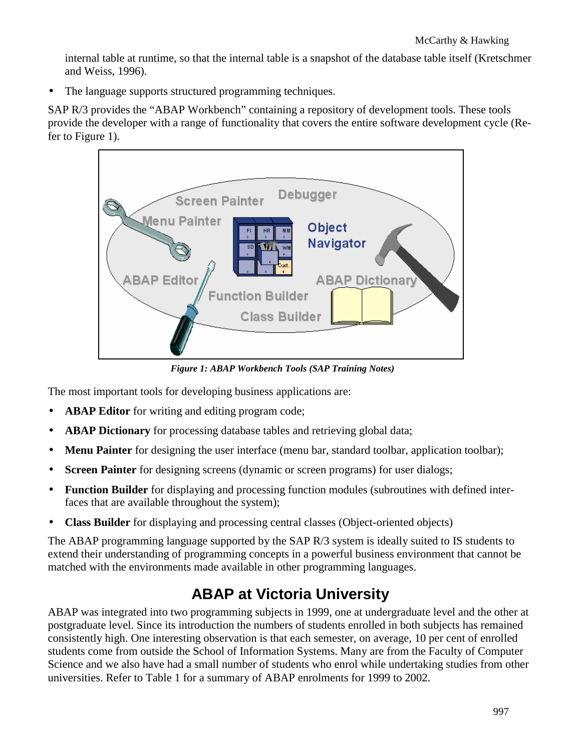internal table at runtime, so that the internal table is a snapshot of the database table itself (Kretschmer and Weiss, 1996).

- The language supports structured programming techniques.

SAP R/3 provides the "ABAP Workbench" containing a repository of development tools. These tools provide the developer with a range of functionality that covers the entire software development cycle (Refer to Figure 1).

*Figure 1: ABAP Workbench Tools (SAP Training Notes)*

The most important tools for developing business applications are:

- **ABAP Editor** for writing and editing program code;
- **ABAP Dictionary** for processing database tables and retrieving global data;
- **Menu Painter** for designing the user interface (menu bar, standard toolbar, application toolbar);
- **Screen Painter** for designing screens (dynamic or screen programs) for user dialogs;
- **Function Builder** for displaying and processing function modules (subroutines with defined interfaces that are available throughout the system);
- **Class Builder** for displaying and processing central classes (Object-oriented objects)

The ABAP programming language supported by the SAP R/3 system is ideally suited to IS students to extend their understanding of programming concepts in a powerful business environment that cannot be matched with the environments made available in other programming languages.

## ABAP at Victoria University

ABAP was integrated into two programming subjects in 1999, one at undergraduate level and the other at postgraduate level. Since its introduction the numbers of students enrolled in both subjects has remained consistently high. One interesting observation is that each semester, on average, 10 per cent of enrolled students come from outside the School of Information Systems. Many are from the Faculty of Computer Science and we also have had a small number of students who enrol while undertaking studies from other universities. Refer to Table 1 for a summary of ABAP enrolments for 1999 to 2002.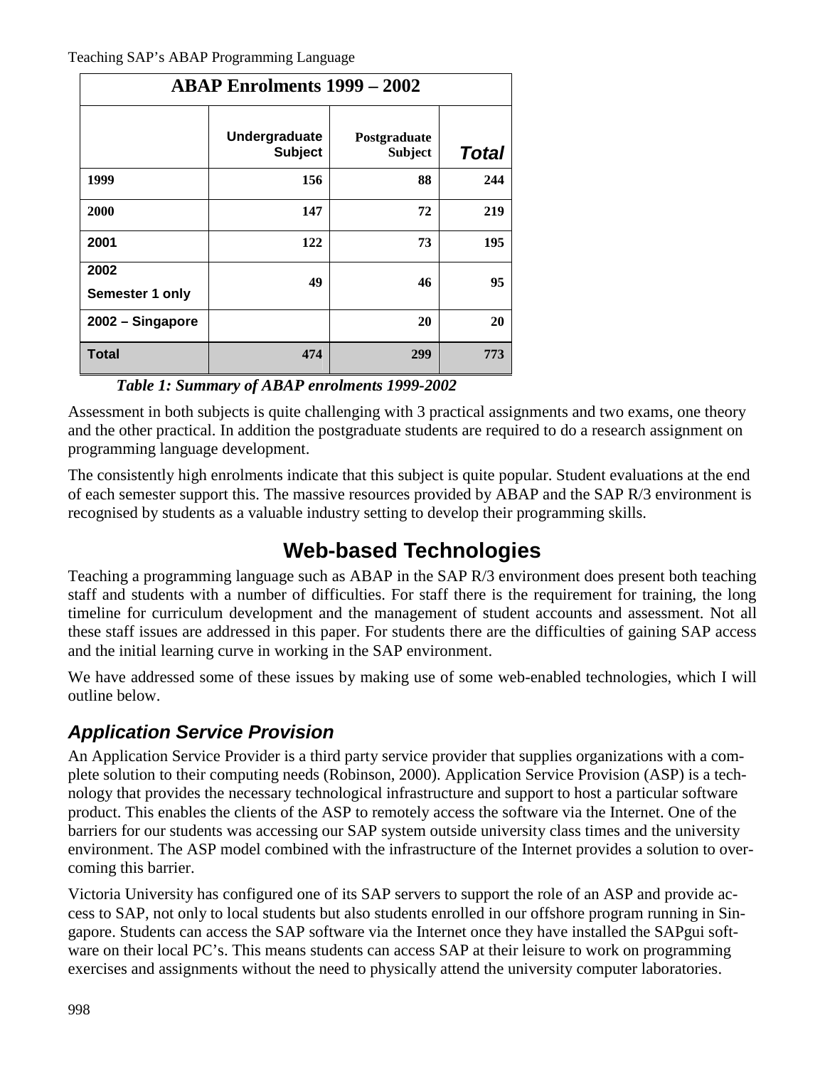| ABAP Enrolments 1999 – 2002 | | | |
|---|---|---|---|
| | Undergraduate Subject | Postgraduate Subject | Total |
| 1999 | 156 | 88 | 244 |
| 2000 | 147 | 72 | 219 |
| 2001 | 122 | 73 | 195 |
| 2002 Semester 1 only | 49 | 46 | 95 |
| 2002 – Singapore | | 20 | 20 |
| Total | 474 | 299 | 773 |

***Table 1: Summary of ABAP enrolments 1999-2002***

Assessment in both subjects is quite challenging with 3 practical assignments and two exams, one theory and the other practical. In addition the postgraduate students are required to do a research assignment on programming language development.

The consistently high enrolments indicate that this subject is quite popular. Student evaluations at the end of each semester support this. The massive resources provided by ABAP and the SAP R/3 environment is recognised by students as a valuable industry setting to develop their programming skills.

## Web-based Technologies

Teaching a programming language such as ABAP in the SAP R/3 environment does present both teaching staff and students with a number of difficulties. For staff there is the requirement for training, the long timeline for curriculum development and the management of student accounts and assessment. Not all these staff issues are addressed in this paper. For students there are the difficulties of gaining SAP access and the initial learning curve in working in the SAP environment.

We have addressed some of these issues by making use of some web-enabled technologies, which I will outline below.

### *Application Service Provision*

An Application Service Provider is a third party service provider that supplies organizations with a complete solution to their computing needs (Robinson, 2000). Application Service Provision (ASP) is a technology that provides the necessary technological infrastructure and support to host a particular software product. This enables the clients of the ASP to remotely access the software via the Internet. One of the barriers for our students was accessing our SAP system outside university class times and the university environment. The ASP model combined with the infrastructure of the Internet provides a solution to overcoming this barrier.

Victoria University has configured one of its SAP servers to support the role of an ASP and provide access to SAP, not only to local students but also students enrolled in our offshore program running in Singapore. Students can access the SAP software via the Internet once they have installed the SAPgui software on their local PC's. This means students can access SAP at their leisure to work on programming exercises and assignments without the need to physically attend the university computer laboratories.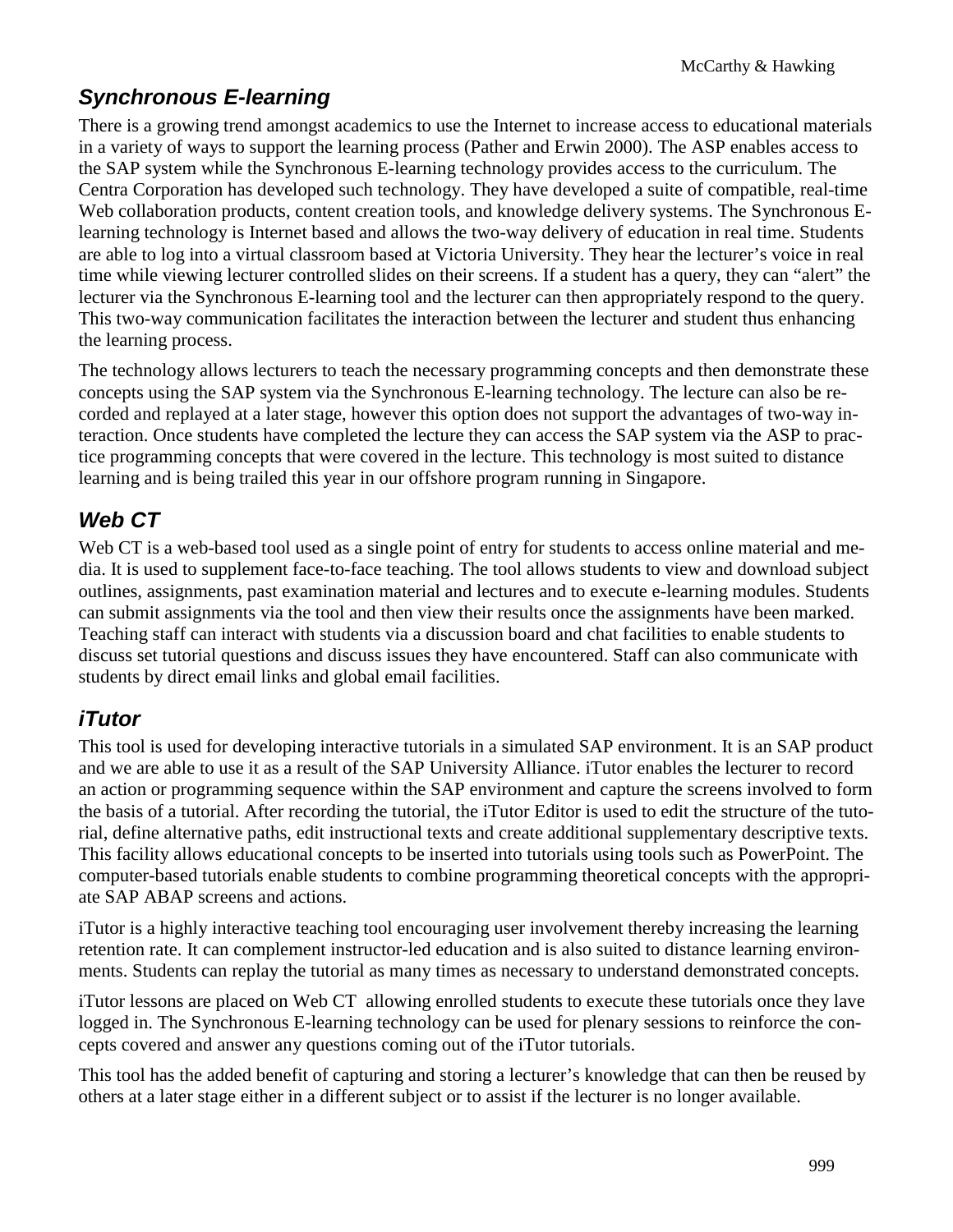## *Synchronous E-learning*

There is a growing trend amongst academics to use the Internet to increase access to educational materials in a variety of ways to support the learning process (Pather and Erwin 2000). The ASP enables access to the SAP system while the Synchronous E-learning technology provides access to the curriculum. The Centra Corporation has developed such technology. They have developed a suite of compatible, real-time Web collaboration products, content creation tools, and knowledge delivery systems. The Synchronous E-learning technology is Internet based and allows the two-way delivery of education in real time. Students are able to log into a virtual classroom based at Victoria University. They hear the lecturer's voice in real time while viewing lecturer controlled slides on their screens. If a student has a query, they can "alert" the lecturer via the Synchronous E-learning tool and the lecturer can then appropriately respond to the query. This two-way communication facilitates the interaction between the lecturer and student thus enhancing the learning process.

The technology allows lecturers to teach the necessary programming concepts and then demonstrate these concepts using the SAP system via the Synchronous E-learning technology. The lecture can also be recorded and replayed at a later stage, however this option does not support the advantages of two-way interaction. Once students have completed the lecture they can access the SAP system via the ASP to practice programming concepts that were covered in the lecture. This technology is most suited to distance learning and is being trailed this year in our offshore program running in Singapore.

## *Web CT*

Web CT is a web-based tool used as a single point of entry for students to access online material and media. It is used to supplement face-to-face teaching. The tool allows students to view and download subject outlines, assignments, past examination material and lectures and to execute e-learning modules. Students can submit assignments via the tool and then view their results once the assignments have been marked. Teaching staff can interact with students via a discussion board and chat facilities to enable students to discuss set tutorial questions and discuss issues they have encountered. Staff can also communicate with students by direct email links and global email facilities.

## *iTutor*

This tool is used for developing interactive tutorials in a simulated SAP environment. It is an SAP product and we are able to use it as a result of the SAP University Alliance. iTutor enables the lecturer to record an action or programming sequence within the SAP environment and capture the screens involved to form the basis of a tutorial. After recording the tutorial, the iTutor Editor is used to edit the structure of the tutorial, define alternative paths, edit instructional texts and create additional supplementary descriptive texts. This facility allows educational concepts to be inserted into tutorials using tools such as PowerPoint. The computer-based tutorials enable students to combine programming theoretical concepts with the appropriate SAP ABAP screens and actions.

iTutor is a highly interactive teaching tool encouraging user involvement thereby increasing the learning retention rate. It can complement instructor-led education and is also suited to distance learning environments. Students can replay the tutorial as many times as necessary to understand demonstrated concepts.

iTutor lessons are placed on Web CT allowing enrolled students to execute these tutorials once they lave logged in. The Synchronous E-learning technology can be used for plenary sessions to reinforce the concepts covered and answer any questions coming out of the iTutor tutorials.

This tool has the added benefit of capturing and storing a lecturer's knowledge that can then be reused by others at a later stage either in a different subject or to assist if the lecturer is no longer available.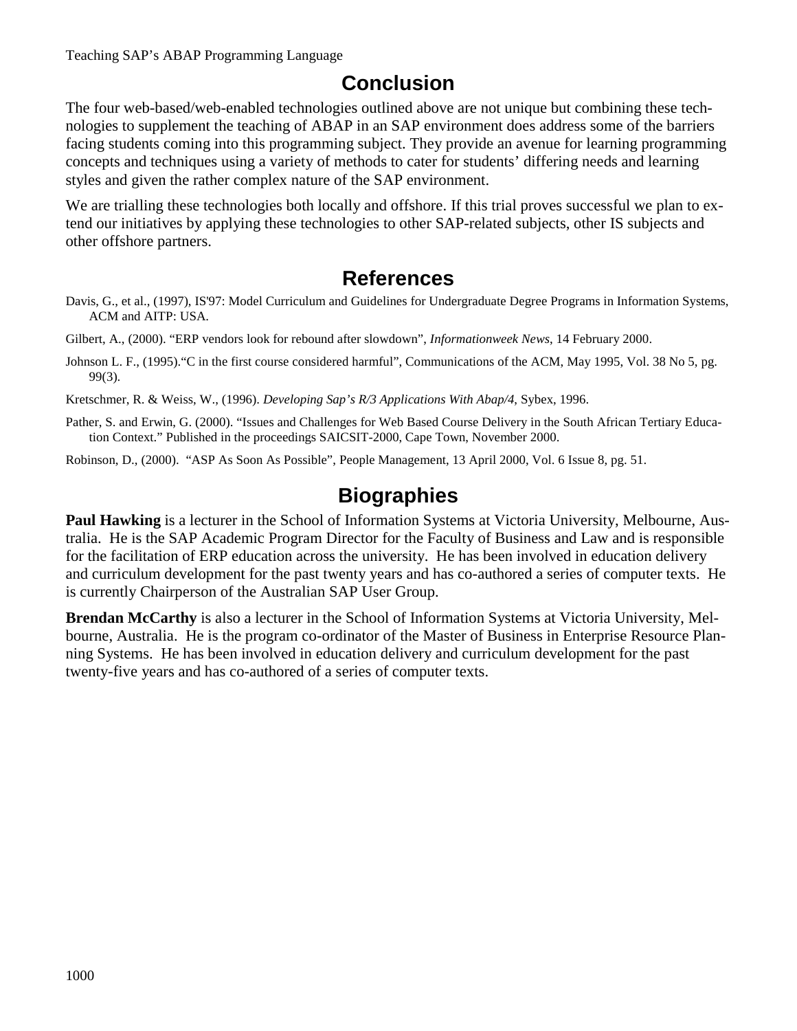## Conclusion

The four web-based/web-enabled technologies outlined above are not unique but combining these technologies to supplement the teaching of ABAP in an SAP environment does address some of the barriers facing students coming into this programming subject. They provide an avenue for learning programming concepts and techniques using a variety of methods to cater for students' differing needs and learning styles and given the rather complex nature of the SAP environment.

We are trialling these technologies both locally and offshore. If this trial proves successful we plan to extend our initiatives by applying these technologies to other SAP-related subjects, other IS subjects and other offshore partners.

## References

Davis, G., et al., (1997), IS'97: Model Curriculum and Guidelines for Undergraduate Degree Programs in Information Systems, ACM and AITP: USA.

Gilbert, A., (2000). "ERP vendors look for rebound after slowdown", *Informationweek News*, 14 February 2000.

Johnson L. F., (1995)."C in the first course considered harmful", Communications of the ACM, May 1995, Vol. 38 No 5, pg. 99(3).

Kretschmer, R. & Weiss, W., (1996). *Developing Sap's R/3 Applications With Abap/4*, Sybex, 1996.

Pather, S. and Erwin, G. (2000). "Issues and Challenges for Web Based Course Delivery in the South African Tertiary Education Context." Published in the proceedings SAICSIT-2000, Cape Town, November 2000.

Robinson, D., (2000). "ASP As Soon As Possible", People Management, 13 April 2000, Vol. 6 Issue 8, pg. 51.

## Biographies

**Paul Hawking** is a lecturer in the School of Information Systems at Victoria University, Melbourne, Australia. He is the SAP Academic Program Director for the Faculty of Business and Law and is responsible for the facilitation of ERP education across the university. He has been involved in education delivery and curriculum development for the past twenty years and has co-authored a series of computer texts. He is currently Chairperson of the Australian SAP User Group.

**Brendan McCarthy** is also a lecturer in the School of Information Systems at Victoria University, Melbourne, Australia. He is the program co-ordinator of the Master of Business in Enterprise Resource Planning Systems. He has been involved in education delivery and curriculum development for the past twenty-five years and has co-authored of a series of computer texts.